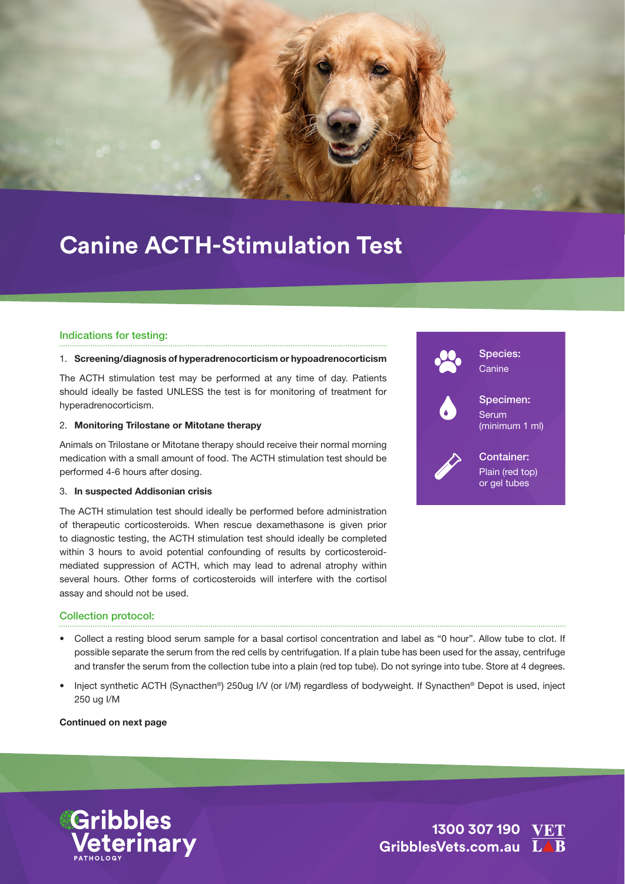# Canine ACTH-Stimulation Test

## Indications for testing:

1. **Screening/diagnosis of hyperadrenocorticism or hypoadrenocorticism**

The ACTH stimulation test may be performed at any time of day. Patients should ideally be fasted UNLESS the test is for monitoring of treatment for hyperadrenocorticism.

2. **Monitoring Trilostane or Mitotane therapy**

Animals on Trilostane or Mitotane therapy should receive their normal morning medication with a small amount of food. The ACTH stimulation test should be performed 4-6 hours after dosing.

3. **In suspected Addisonian crisis**

The ACTH stimulation test should ideally be performed before administration of therapeutic corticosteroids. When rescue dexamethasone is given prior to diagnostic testing, the ACTH stimulation test should ideally be completed within 3 hours to avoid potential confounding of results by corticosteroid-mediated suppression of ACTH, which may lead to adrenal atrophy within several hours. Other forms of corticosteroids will interfere with the cortisol assay and should not be used.

**Species:** Canine

**Specimen:** Serum (minimum 1 ml)

**Container:** Plain (red top) or gel tubes

## Collection protocol:

- Collect a resting blood serum sample for a basal cortisol concentration and label as “0 hour”. Allow tube to clot. If possible separate the serum from the red cells by centrifugation. If a plain tube has been used for the assay, centrifuge and transfer the serum from the collection tube into a plain (red top tube). Do not syringe into tube. Store at 4 degrees.
- Inject synthetic ACTH (Synacthen®) 250ug I/V (or I/M) regardless of bodyweight. If Synacthen® Depot is used, inject 250 ug I/M

**Continued on next page**

Gribbles Veterinary Pathology

1300 307 190
GribblesVets.com.au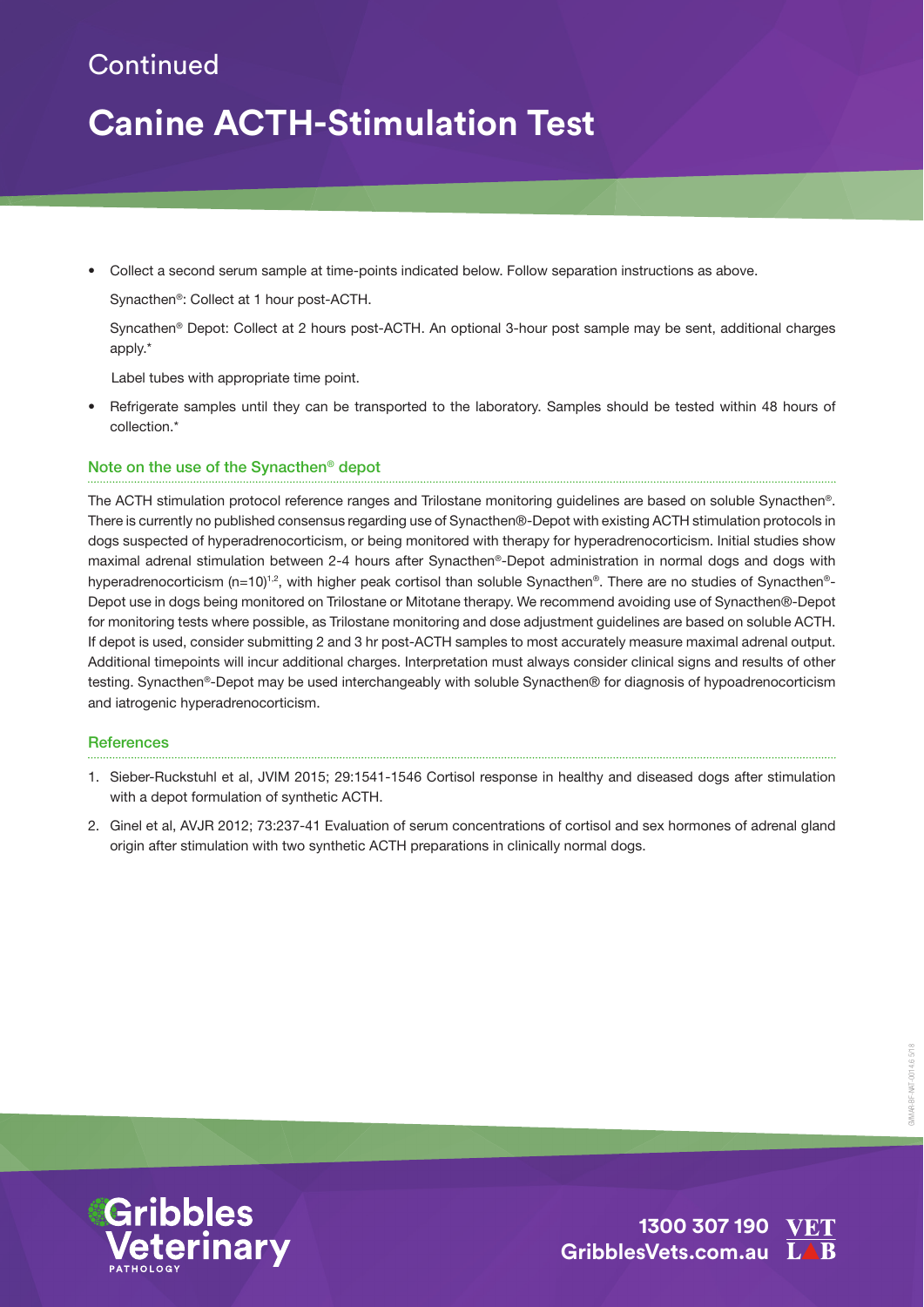Continued

# Canine ACTH-Stimulation Test

- Collect a second serum sample at time-points indicated below. Follow separation instructions as above.

  Synacthen®: Collect at 1 hour post-ACTH.

  Syncathen® Depot: Collect at 2 hours post-ACTH. An optional 3-hour post sample may be sent, additional charges apply.*

  Label tubes with appropriate time point.

- Refrigerate samples until they can be transported to the laboratory. Samples should be tested within 48 hours of collection.*

## Note on the use of the Synacthen® depot

The ACTH stimulation protocol reference ranges and Trilostane monitoring guidelines are based on soluble Synacthen®. There is currently no published consensus regarding use of Synacthen®-Depot with existing ACTH stimulation protocols in dogs suspected of hyperadrenocorticism, or being monitored with therapy for hyperadrenocorticism. Initial studies show maximal adrenal stimulation between 2-4 hours after Synacthen®-Depot administration in normal dogs and dogs with hyperadrenocorticism (n=10)[1,2], with higher peak cortisol than soluble Synacthen®. There are no studies of Synacthen®-Depot use in dogs being monitored on Trilostane or Mitotane therapy. We recommend avoiding use of Synacthen®-Depot for monitoring tests where possible, as Trilostane monitoring and dose adjustment guidelines are based on soluble ACTH. If depot is used, consider submitting 2 and 3 hr post-ACTH samples to most accurately measure maximal adrenal output. Additional timepoints will incur additional charges. Interpretation must always consider clinical signs and results of other testing. Synacthen®-Depot may be used interchangeably with soluble Synacthen® for diagnosis of hypoadrenocorticism and iatrogenic hyperadrenocorticism.

## References

1. Sieber-Ruckstuhl et al, JVIM 2015; 29:1541-1546 Cortisol response in healthy and diseased dogs after stimulation with a depot formulation of synthetic ACTH.
2. Ginel et al, AVJR 2012; 73:237-41 Evaluation of serum concentrations of cortisol and sex hormones of adrenal gland origin after stimulation with two synthetic ACTH preparations in clinically normal dogs.